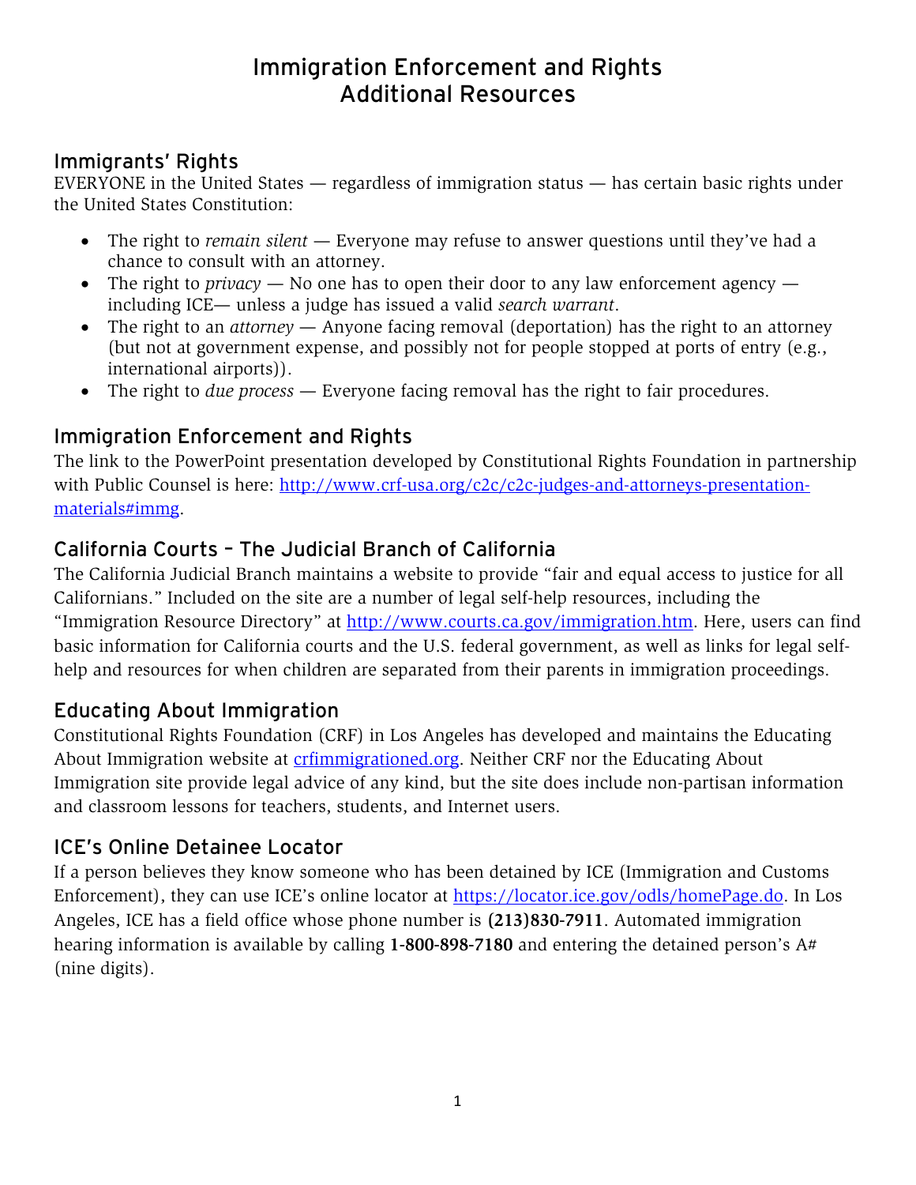# Immigration Enforcement and Rights
# Additional Resources

## Immigrants' Rights

EVERYONE in the United States — regardless of immigration status — has certain basic rights under the United States Constitution:

- The right to *remain silent* — Everyone may refuse to answer questions until they've had a chance to consult with an attorney.
- The right to *privacy* — No one has to open their door to any law enforcement agency — including ICE— unless a judge has issued a valid *search warrant*.
- The right to an *attorney* — Anyone facing removal (deportation) has the right to an attorney (but not at government expense, and possibly not for people stopped at ports of entry (e.g., international airports)).
- The right to *due process* — Everyone facing removal has the right to fair procedures.

## Immigration Enforcement and Rights

The link to the PowerPoint presentation developed by Constitutional Rights Foundation in partnership with Public Counsel is here: http://www.crf-usa.org/c2c/c2c-judges-and-attorneys-presentation-materials#immg.

## California Courts – The Judicial Branch of California

The California Judicial Branch maintains a website to provide "fair and equal access to justice for all Californians." Included on the site are a number of legal self-help resources, including the "Immigration Resource Directory" at http://www.courts.ca.gov/immigration.htm. Here, users can find basic information for California courts and the U.S. federal government, as well as links for legal self-help and resources for when children are separated from their parents in immigration proceedings.

## Educating About Immigration

Constitutional Rights Foundation (CRF) in Los Angeles has developed and maintains the Educating About Immigration website at crfimmigrationed.org. Neither CRF nor the Educating About Immigration site provide legal advice of any kind, but the site does include non-partisan information and classroom lessons for teachers, students, and Internet users.

## ICE's Online Detainee Locator

If a person believes they know someone who has been detained by ICE (Immigration and Customs Enforcement), they can use ICE's online locator at https://locator.ice.gov/odls/homePage.do. In Los Angeles, ICE has a field office whose phone number is **(213)830-7911**. Automated immigration hearing information is available by calling **1-800-898-7180** and entering the detained person's A# (nine digits).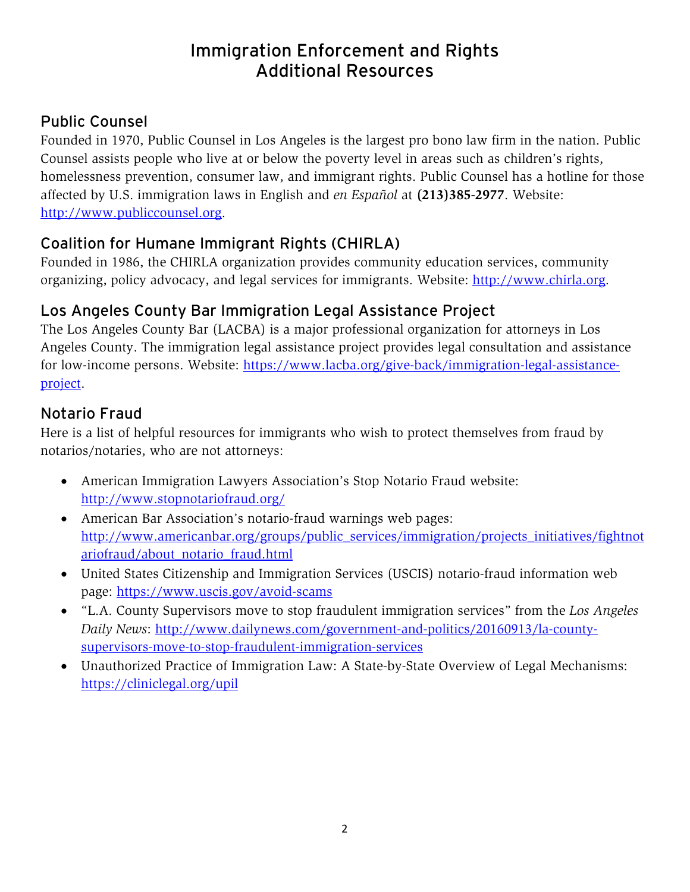# Immigration Enforcement and Rights
# Additional Resources

## Public Counsel

Founded in 1970, Public Counsel in Los Angeles is the largest pro bono law firm in the nation. Public Counsel assists people who live at or below the poverty level in areas such as children's rights, homelessness prevention, consumer law, and immigrant rights. Public Counsel has a hotline for those affected by U.S. immigration laws in English and *en Español* at **(213)385-2977**. Website: [http://www.publiccounsel.org](http://www.publiccounsel.org).

## Coalition for Humane Immigrant Rights (CHIRLA)

Founded in 1986, the CHIRLA organization provides community education services, community organizing, policy advocacy, and legal services for immigrants. Website: [http://www.chirla.org](http://www.chirla.org).

## Los Angeles County Bar Immigration Legal Assistance Project

The Los Angeles County Bar (LACBA) is a major professional organization for attorneys in Los Angeles County. The immigration legal assistance project provides legal consultation and assistance for low-income persons. Website: [https://www.lacba.org/give-back/immigration-legal-assistance-project](https://www.lacba.org/give-back/immigration-legal-assistance-project).

## Notario Fraud

Here is a list of helpful resources for immigrants who wish to protect themselves from fraud by notarios/notaries, who are not attorneys:

- American Immigration Lawyers Association's Stop Notario Fraud website: [http://www.stopnotariofraud.org/](http://www.stopnotariofraud.org/)
- American Bar Association's notario-fraud warnings web pages: [http://www.americanbar.org/groups/public_services/immigration/projects_initiatives/fightnotariofraud/about_notario_fraud.html](http://www.americanbar.org/groups/public_services/immigration/projects_initiatives/fightnotariofraud/about_notario_fraud.html)
- United States Citizenship and Immigration Services (USCIS) notario-fraud information web page: [https://www.uscis.gov/avoid-scams](https://www.uscis.gov/avoid-scams)
- "L.A. County Supervisors move to stop fraudulent immigration services" from the *Los Angeles Daily News*: [http://www.dailynews.com/government-and-politics/20160913/la-county-supervisors-move-to-stop-fraudulent-immigration-services](http://www.dailynews.com/government-and-politics/20160913/la-county-supervisors-move-to-stop-fraudulent-immigration-services)
- Unauthorized Practice of Immigration Law: A State-by-State Overview of Legal Mechanisms: [https://cliniclegal.org/upil](https://cliniclegal.org/upil)